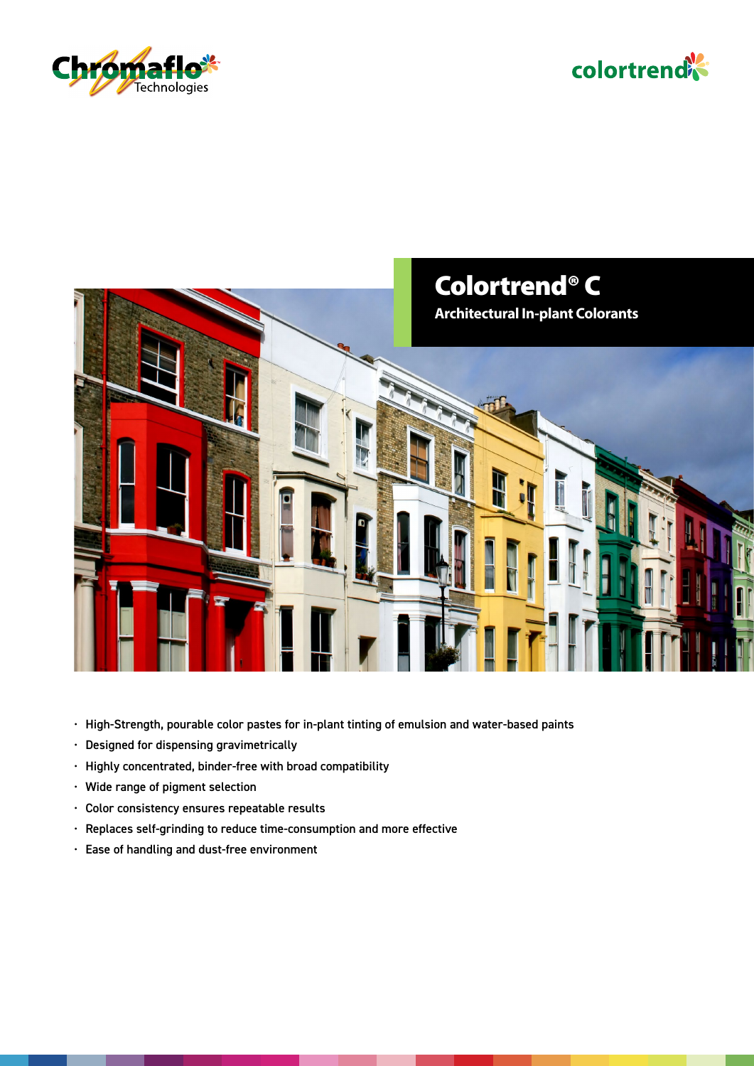# Colortrend® C

## Architectural In-plant Colorants

- High-Strength, pourable color pastes for in-plant tinting of emulsion and water-based paints
- Designed for dispensing gravimetrically
- Highly concentrated, binder-free with broad compatibility
- Wide range of pigment selection
- Color consistency ensures repeatable results
- Replaces self-grinding to reduce time-consumption and more effective
- Ease of handling and dust-free environment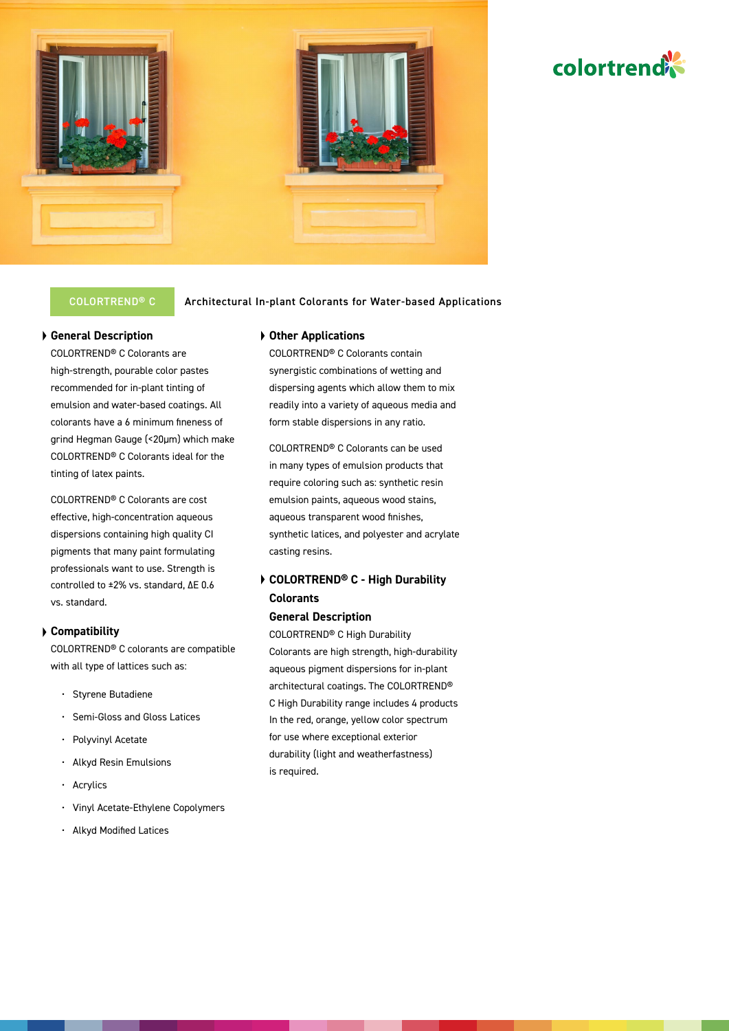colortrend

COLORTREND® C — Architectural In-plant Colorants for Water-based Applications

## General Description

COLORTREND® C Colorants are high-strength, pourable color pastes recommended for in-plant tinting of emulsion and water-based coatings. All colorants have a 6 minimum fineness of grind Hegman Gauge (<20µm) which make COLORTREND® C Colorants ideal for the tinting of latex paints.

COLORTREND® C Colorants are cost effective, high-concentration aqueous dispersions containing high quality CI pigments that many paint formulating professionals want to use. Strength is controlled to ±2% vs. standard, ΔE 0.6 vs. standard.

## Compatibility

COLORTREND® C colorants are compatible with all type of lattices such as:

- Styrene Butadiene
- Semi-Gloss and Gloss Latices
- Polyvinyl Acetate
- Alkyd Resin Emulsions
- Acrylics
- Vinyl Acetate-Ethylene Copolymers
- Alkyd Modified Latices

## Other Applications

COLORTREND® C Colorants contain synergistic combinations of wetting and dispersing agents which allow them to mix readily into a variety of aqueous media and form stable dispersions in any ratio.

COLORTREND® C Colorants can be used in many types of emulsion products that require coloring such as: synthetic resin emulsion paints, aqueous wood stains, aqueous transparent wood finishes, synthetic latices, and polyester and acrylate casting resins.

## COLORTREND® C - High Durability Colorants

### General Description

COLORTREND® C High Durability Colorants are high strength, high-durability aqueous pigment dispersions for in-plant architectural coatings. The COLORTREND® C High Durability range includes 4 products In the red, orange, yellow color spectrum for use where exceptional exterior durability (light and weatherfastness) is required.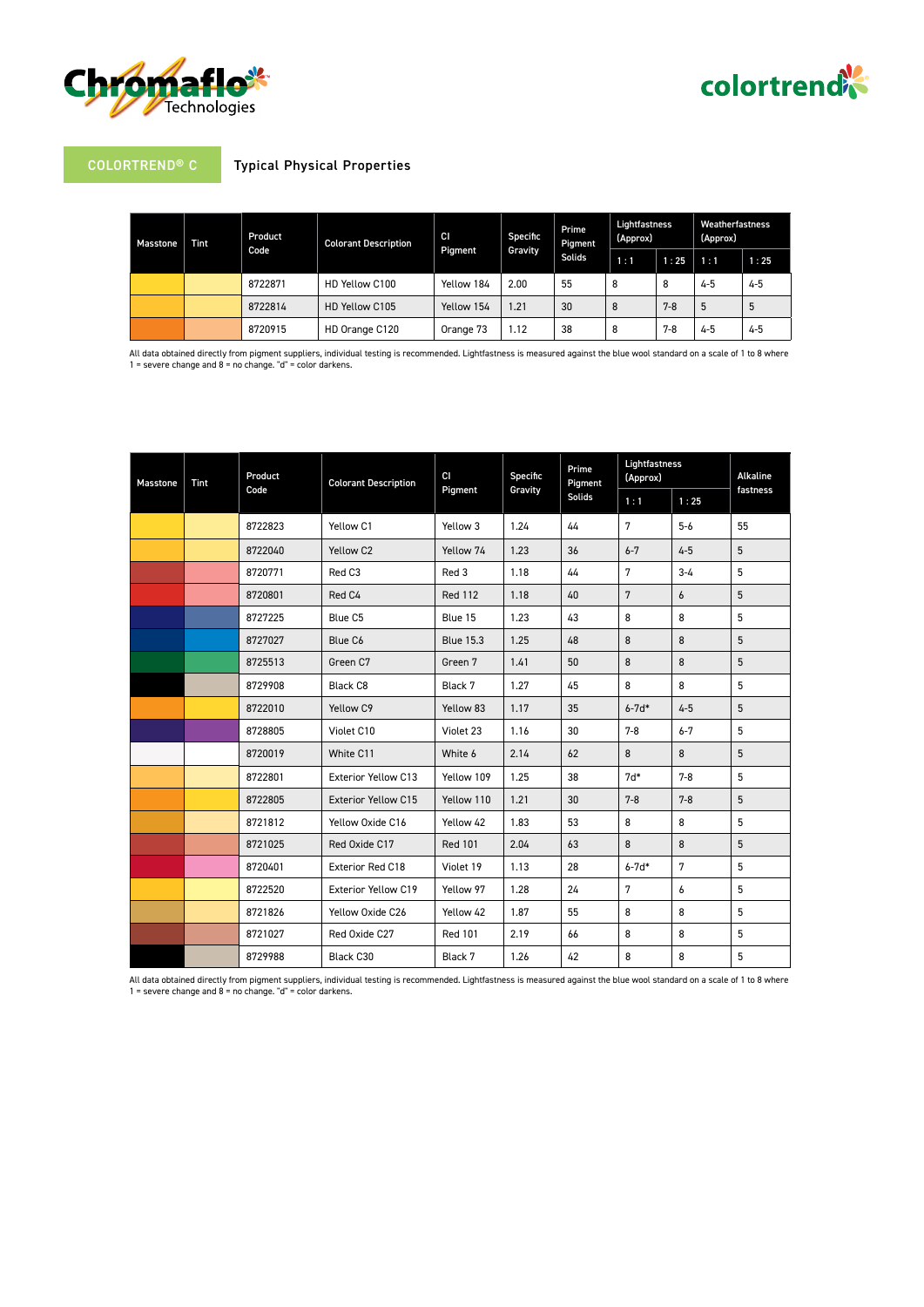COLORTREND® C

## Typical Physical Properties

| Masstone | Tint | Product Code | Colorant Description | CI Pigment | Specific Gravity | Prime Pigment Solids | Lightfastness (Approx) | | Weatherfastness (Approx) | |
|---|---|---|---|---|---|---|---|---|---|---|
| | | | | | | | 1 : 1 | 1 : 25 | 1 : 1 | 1 : 25 |
| | | 8722871 | HD Yellow C100 | Yellow 184 | 2.00 | 55 | 8 | 8 | 4-5 | 4-5 |
| | | 8722814 | HD Yellow C105 | Yellow 154 | 1.21 | 30 | 8 | 7-8 | 5 | 5 |
| | | 8720915 | HD Orange C120 | Orange 73 | 1.12 | 38 | 8 | 7-8 | 4-5 | 4-5 |

All data obtained directly from pigment suppliers, individual testing is recommended. Lightfastness is measured against the blue wool standard on a scale of 1 to 8 where 1 = severe change and 8 = no change. "d" = color darkens.

| Masstone | Tint | Product Code | Colorant Description | CI Pigment | Specific Gravity | Prime Pigment Solids | Lightfastness (Approx) | | Alkaline fastness |
|---|---|---|---|---|---|---|---|---|---|
| | | | | | | | 1 : 1 | 1 : 25 | |
| | | 8722823 | Yellow C1 | Yellow 3 | 1.24 | 44 | 7 | 5-6 | 55 |
| | | 8722040 | Yellow C2 | Yellow 74 | 1.23 | 36 | 6-7 | 4-5 | 5 |
| | | 8720771 | Red C3 | Red 3 | 1.18 | 44 | 7 | 3-4 | 5 |
| | | 8720801 | Red C4 | Red 112 | 1.18 | 40 | 7 | 6 | 5 |
| | | 8727225 | Blue C5 | Blue 15 | 1.23 | 43 | 8 | 8 | 5 |
| | | 8727027 | Blue C6 | Blue 15.3 | 1.25 | 48 | 8 | 8 | 5 |
| | | 8725513 | Green C7 | Green 7 | 1.41 | 50 | 8 | 8 | 5 |
| | | 8729908 | Black C8 | Black 7 | 1.27 | 45 | 8 | 8 | 5 |
| | | 8722010 | Yellow C9 | Yellow 83 | 1.17 | 35 | 6-7d* | 4-5 | 5 |
| | | 8728805 | Violet C10 | Violet 23 | 1.16 | 30 | 7-8 | 6-7 | 5 |
| | | 8720019 | White C11 | White 6 | 2.14 | 62 | 8 | 8 | 5 |
| | | 8722801 | Exterior Yellow C13 | Yellow 109 | 1.25 | 38 | 7d* | 7-8 | 5 |
| | | 8722805 | Exterior Yellow C15 | Yellow 110 | 1.21 | 30 | 7-8 | 7-8 | 5 |
| | | 8721812 | Yellow Oxide C16 | Yellow 42 | 1.83 | 53 | 8 | 8 | 5 |
| | | 8721025 | Red Oxide C17 | Red 101 | 2.04 | 63 | 8 | 8 | 5 |
| | | 8720401 | Exterior Red C18 | Violet 19 | 1.13 | 28 | 6-7d* | 7 | 5 |
| | | 8722520 | Exterior Yellow C19 | Yellow 97 | 1.28 | 24 | 7 | 6 | 5 |
| | | 8721826 | Yellow Oxide C26 | Yellow 42 | 1.87 | 55 | 8 | 8 | 5 |
| | | 8721027 | Red Oxide C27 | Red 101 | 2.19 | 66 | 8 | 8 | 5 |
| | | 8729988 | Black C30 | Black 7 | 1.26 | 42 | 8 | 8 | 5 |

All data obtained directly from pigment suppliers, individual testing is recommended. Lightfastness is measured against the blue wool standard on a scale of 1 to 8 where 1 = severe change and 8 = no change. "d" = color darkens.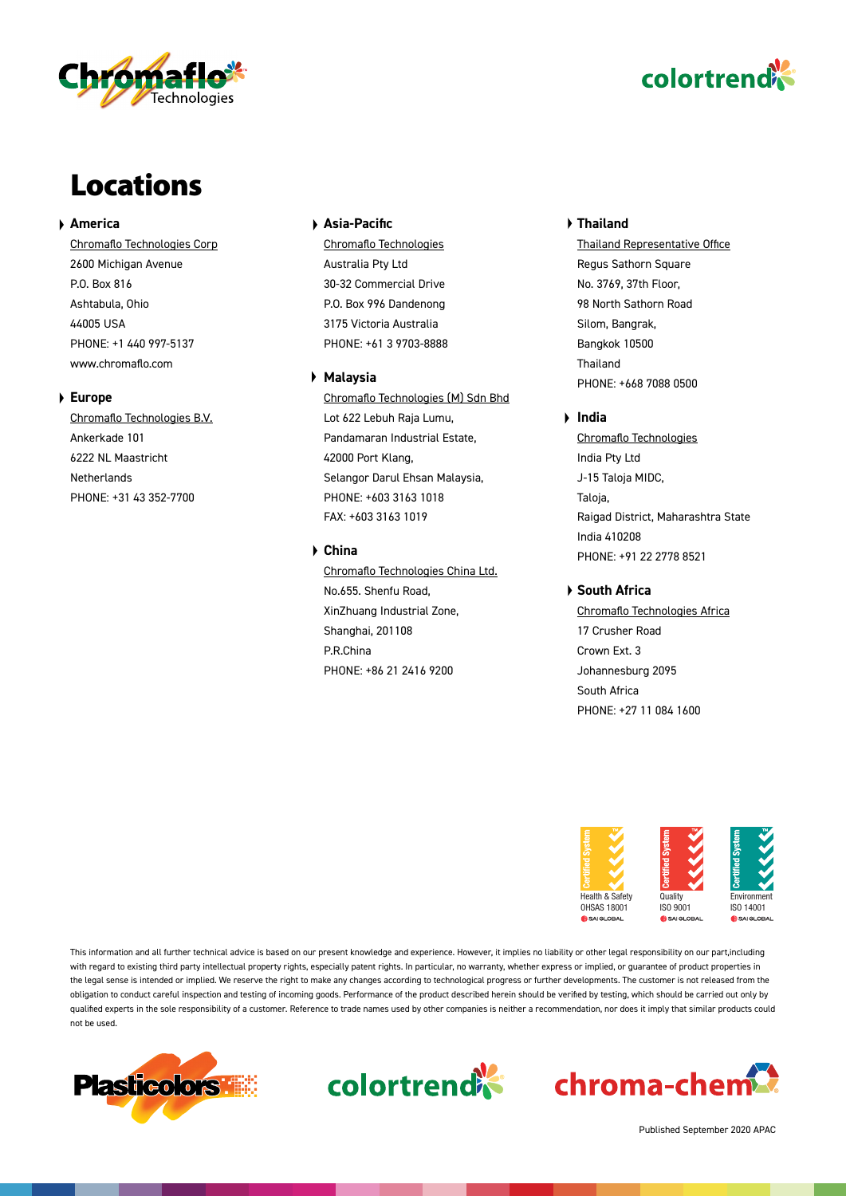# Locations

### America

Chromaflo Technologies Corp
2600 Michigan Avenue
P.O. Box 816
Ashtabula, Ohio
44005 USA
PHONE: +1 440 997-5137
www.chromaflo.com

### Europe

Chromaflo Technologies B.V.
Ankerkade 101
6222 NL Maastricht
Netherlands
PHONE: +31 43 352-7700

### Asia-Pacific

Chromaflo Technologies
Australia Pty Ltd
30-32 Commercial Drive
P.O. Box 996 Dandenong
3175 Victoria Australia
PHONE: +61 3 9703-8888

### Malaysia

Chromaflo Technologies (M) Sdn Bhd
Lot 622 Lebuh Raja Lumu,
Pandamaran Industrial Estate,
42000 Port Klang,
Selangor Darul Ehsan Malaysia,
PHONE: +603 3163 1018
FAX: +603 3163 1019

### China

Chromaflo Technologies China Ltd.
No.655. Shenfu Road,
XinZhuang Industrial Zone,
Shanghai, 201108
P.R.China
PHONE: +86 21 2416 9200

### Thailand

Thailand Representative Office
Regus Sathorn Square
No. 3769, 37th Floor,
98 North Sathorn Road
Silom, Bangrak,
Bangkok 10500
Thailand
PHONE: +668 7088 0500

### India

Chromaflo Technologies
India Pty Ltd
J-15 Taloja MIDC,
Taloja,
Raigad District, Maharashtra State
India 410208
PHONE: +91 22 2778 8521

### South Africa

Chromaflo Technologies Africa
17 Crusher Road
Crown Ext. 3
Johannesburg 2095
South Africa
PHONE: +27 11 084 1600

Certified System
Health & Safety
OHSAS 18001
SAI GLOBAL

Certified System
Quality
ISO 9001
SAI GLOBAL

Certified System
Environment
ISO 14001
SAI GLOBAL

This information and all further technical advice is based on our present knowledge and experience. However, it implies no liability or other legal responsibility on our part,including with regard to existing third party intellectual property rights, especially patent rights. In particular, no warranty, whether express or implied, or guarantee of product properties in the legal sense is intended or implied. We reserve the right to make any changes according to technological progress or further developments. The customer is not released from the obligation to conduct careful inspection and testing of incoming goods. Performance of the product described herein should be verified by testing, which should be carried out only by qualified experts in the sole responsibility of a customer. Reference to trade names used by other companies is neither a recommendation, nor does it imply that similar products could not be used.

Published September 2020 APAC